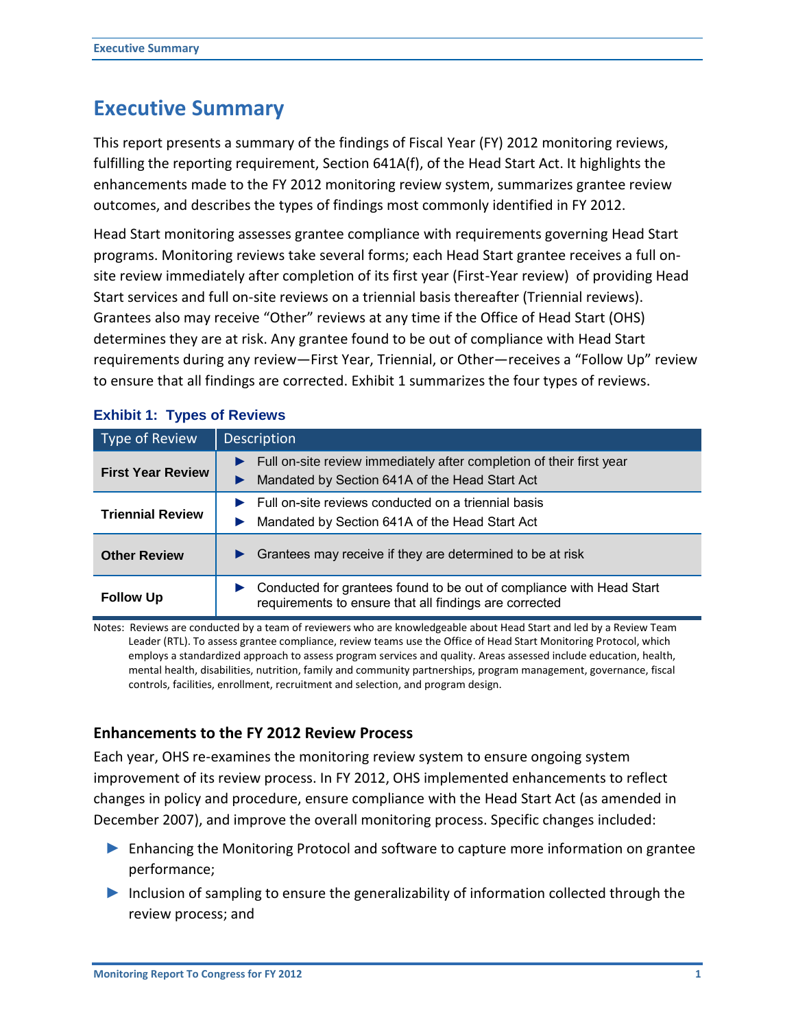# Executive Summary

This report presents a summary of the findings of Fiscal Year (FY) 2012 monitoring reviews, fulfilling the reporting requirement, Section 641A(f), of the Head Start Act. It highlights the enhancements made to the FY 2012 monitoring review system, summarizes grantee review outcomes, and describes the types of findings most commonly identified in FY 2012.

Head Start monitoring assesses grantee compliance with requirements governing Head Start programs. Monitoring reviews take several forms; each Head Start grantee receives a full on-site review immediately after completion of its first year (First-Year review) of providing Head Start services and full on-site reviews on a triennial basis thereafter (Triennial reviews). Grantees also may receive "Other" reviews at any time if the Office of Head Start (OHS) determines they are at risk. Any grantee found to be out of compliance with Head Start requirements during any review—First Year, Triennial, or Other—receives a "Follow Up" review to ensure that all findings are corrected. Exhibit 1 summarizes the four types of reviews.

**Exhibit 1: Types of Reviews**

| Type of Review | Description |
|---|---|
| **First Year Review** | ► Full on-site review immediately after completion of their first year<br>► Mandated by Section 641A of the Head Start Act |
| **Triennial Review** | ► Full on-site reviews conducted on a triennial basis<br>► Mandated by Section 641A of the Head Start Act |
| **Other Review** | ► Grantees may receive if they are determined to be at risk |
| **Follow Up** | ► Conducted for grantees found to be out of compliance with Head Start requirements to ensure that all findings are corrected |

Notes: Reviews are conducted by a team of reviewers who are knowledgeable about Head Start and led by a Review Team Leader (RTL). To assess grantee compliance, review teams use the Office of Head Start Monitoring Protocol, which employs a standardized approach to assess program services and quality. Areas assessed include education, health, mental health, disabilities, nutrition, family and community partnerships, program management, governance, fiscal controls, facilities, enrollment, recruitment and selection, and program design.

### Enhancements to the FY 2012 Review Process

Each year, OHS re-examines the monitoring review system to ensure ongoing system improvement of its review process. In FY 2012, OHS implemented enhancements to reflect changes in policy and procedure, ensure compliance with the Head Start Act (as amended in December 2007), and improve the overall monitoring process. Specific changes included:

- Enhancing the Monitoring Protocol and software to capture more information on grantee performance;
- Inclusion of sampling to ensure the generalizability of information collected through the review process; and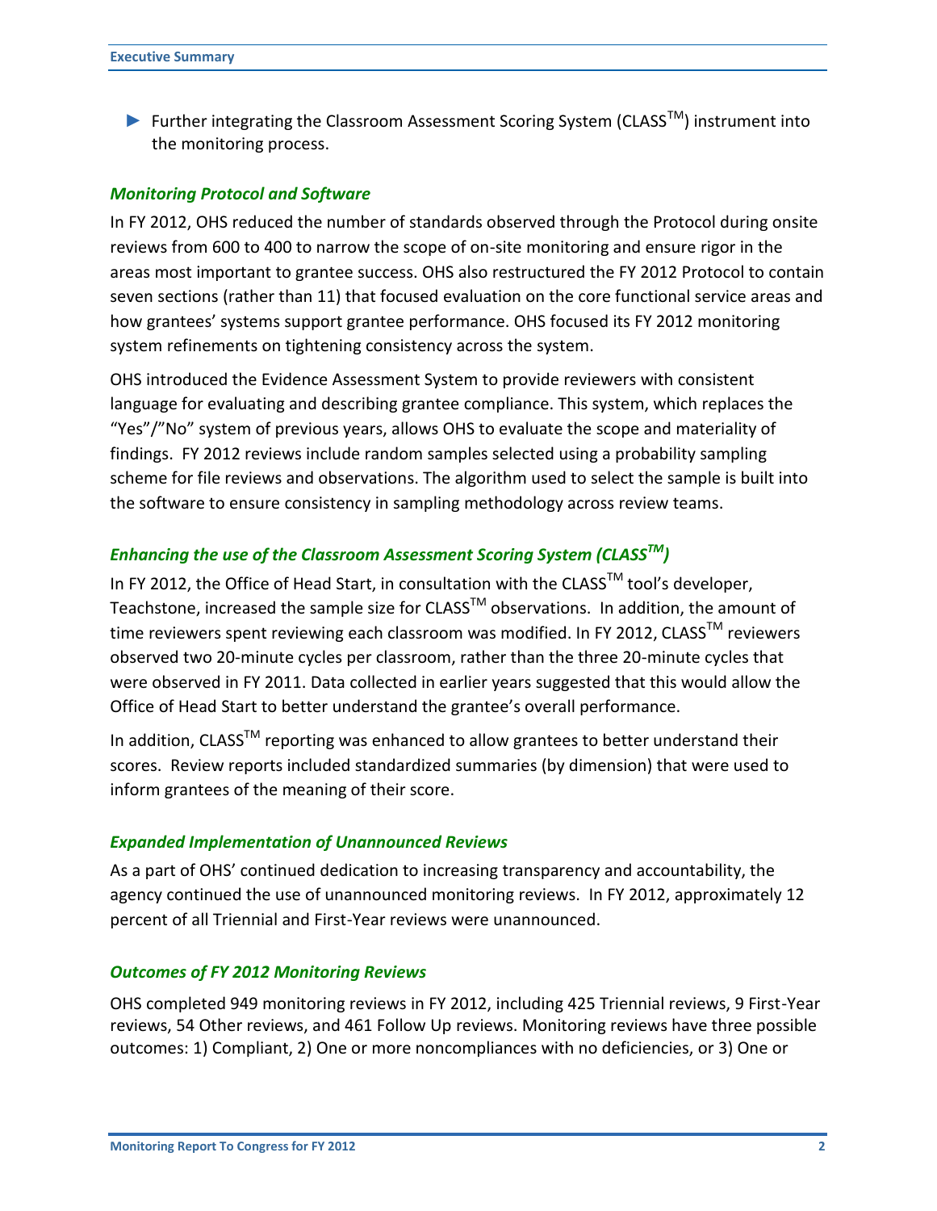- Further integrating the Classroom Assessment Scoring System (CLASS™) instrument into the monitoring process.

### *Monitoring Protocol and Software*

In FY 2012, OHS reduced the number of standards observed through the Protocol during onsite reviews from 600 to 400 to narrow the scope of on-site monitoring and ensure rigor in the areas most important to grantee success. OHS also restructured the FY 2012 Protocol to contain seven sections (rather than 11) that focused evaluation on the core functional service areas and how grantees' systems support grantee performance. OHS focused its FY 2012 monitoring system refinements on tightening consistency across the system.

OHS introduced the Evidence Assessment System to provide reviewers with consistent language for evaluating and describing grantee compliance. This system, which replaces the "Yes"/"No" system of previous years, allows OHS to evaluate the scope and materiality of findings. FY 2012 reviews include random samples selected using a probability sampling scheme for file reviews and observations. The algorithm used to select the sample is built into the software to ensure consistency in sampling methodology across review teams.

### *Enhancing the use of the Classroom Assessment Scoring System (CLASS™)*

In FY 2012, the Office of Head Start, in consultation with the CLASS™ tool's developer, Teachstone, increased the sample size for CLASS™ observations. In addition, the amount of time reviewers spent reviewing each classroom was modified. In FY 2012, CLASS™ reviewers observed two 20-minute cycles per classroom, rather than the three 20-minute cycles that were observed in FY 2011. Data collected in earlier years suggested that this would allow the Office of Head Start to better understand the grantee's overall performance.

In addition, CLASS™ reporting was enhanced to allow grantees to better understand their scores. Review reports included standardized summaries (by dimension) that were used to inform grantees of the meaning of their score.

### *Expanded Implementation of Unannounced Reviews*

As a part of OHS' continued dedication to increasing transparency and accountability, the agency continued the use of unannounced monitoring reviews. In FY 2012, approximately 12 percent of all Triennial and First-Year reviews were unannounced.

### *Outcomes of FY 2012 Monitoring Reviews*

OHS completed 949 monitoring reviews in FY 2012, including 425 Triennial reviews, 9 First-Year reviews, 54 Other reviews, and 461 Follow Up reviews. Monitoring reviews have three possible outcomes: 1) Compliant, 2) One or more noncompliances with no deficiencies, or 3) One or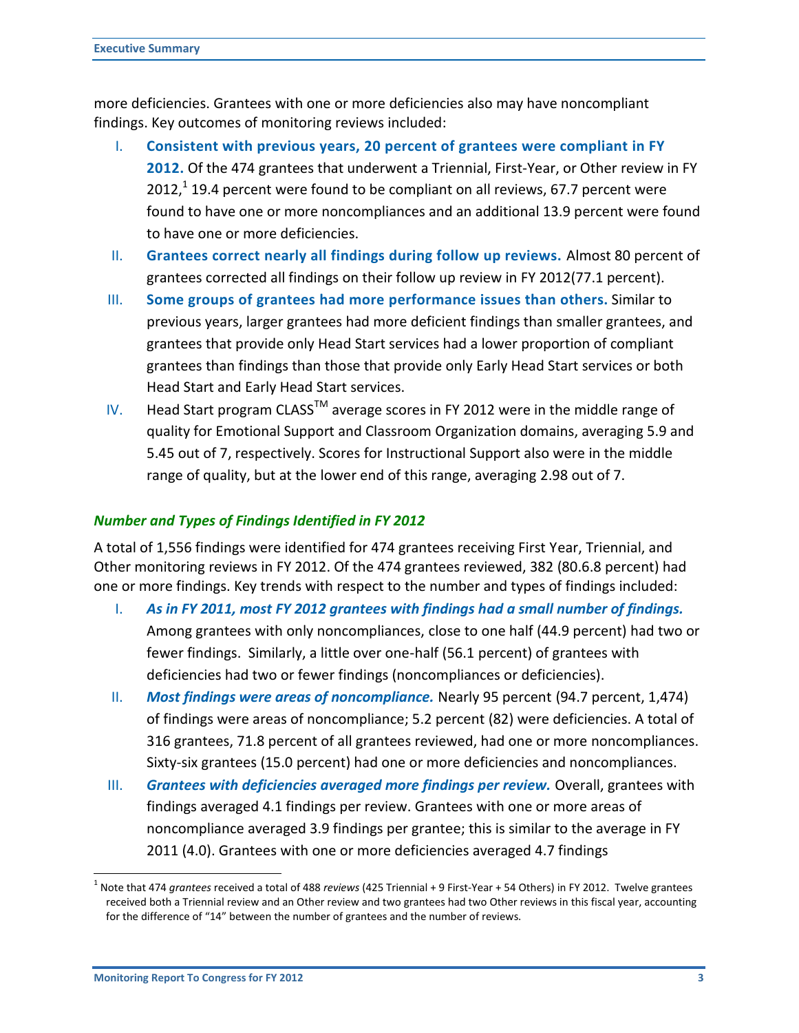more deficiencies. Grantees with one or more deficiencies also may have noncompliant findings. Key outcomes of monitoring reviews included:

I. **Consistent with previous years, 20 percent of grantees were compliant in FY 2012.** Of the 474 grantees that underwent a Triennial, First-Year, or Other review in FY 2012,[1] 19.4 percent were found to be compliant on all reviews, 67.7 percent were found to have one or more noncompliances and an additional 13.9 percent were found to have one or more deficiencies.
II. **Grantees correct nearly all findings during follow up reviews.** Almost 80 percent of grantees corrected all findings on their follow up review in FY 2012(77.1 percent).
III. **Some groups of grantees had more performance issues than others.** Similar to previous years, larger grantees had more deficient findings than smaller grantees, and grantees that provide only Head Start services had a lower proportion of compliant grantees than findings than those that provide only Early Head Start services or both Head Start and Early Head Start services.
IV. Head Start program CLASS™ average scores in FY 2012 were in the middle range of quality for Emotional Support and Classroom Organization domains, averaging 5.9 and 5.45 out of 7, respectively. Scores for Instructional Support also were in the middle range of quality, but at the lower end of this range, averaging 2.98 out of 7.

### *Number and Types of Findings Identified in FY 2012*

A total of 1,556 findings were identified for 474 grantees receiving First Year, Triennial, and Other monitoring reviews in FY 2012. Of the 474 grantees reviewed, 382 (80.6.8 percent) had one or more findings. Key trends with respect to the number and types of findings included:

I. ***As in FY 2011, most FY 2012 grantees with findings had a small number of findings.*** Among grantees with only noncompliances, close to one half (44.9 percent) had two or fewer findings. Similarly, a little over one-half (56.1 percent) of grantees with deficiencies had two or fewer findings (noncompliances or deficiencies).
II. ***Most findings were areas of noncompliance.*** Nearly 95 percent (94.7 percent, 1,474) of findings were areas of noncompliance; 5.2 percent (82) were deficiencies. A total of 316 grantees, 71.8 percent of all grantees reviewed, had one or more noncompliances. Sixty-six grantees (15.0 percent) had one or more deficiencies and noncompliances.
III. ***Grantees with deficiencies averaged more findings per review.*** Overall, grantees with findings averaged 4.1 findings per review. Grantees with one or more areas of noncompliance averaged 3.9 findings per grantee; this is similar to the average in FY 2011 (4.0). Grantees with one or more deficiencies averaged 4.7 findings

[1] Note that 474 *grantees* received a total of 488 *reviews* (425 Triennial + 9 First-Year + 54 Others) in FY 2012. Twelve grantees received both a Triennial review and an Other review and two grantees had two Other reviews in this fiscal year, accounting for the difference of "14" between the number of grantees and the number of reviews.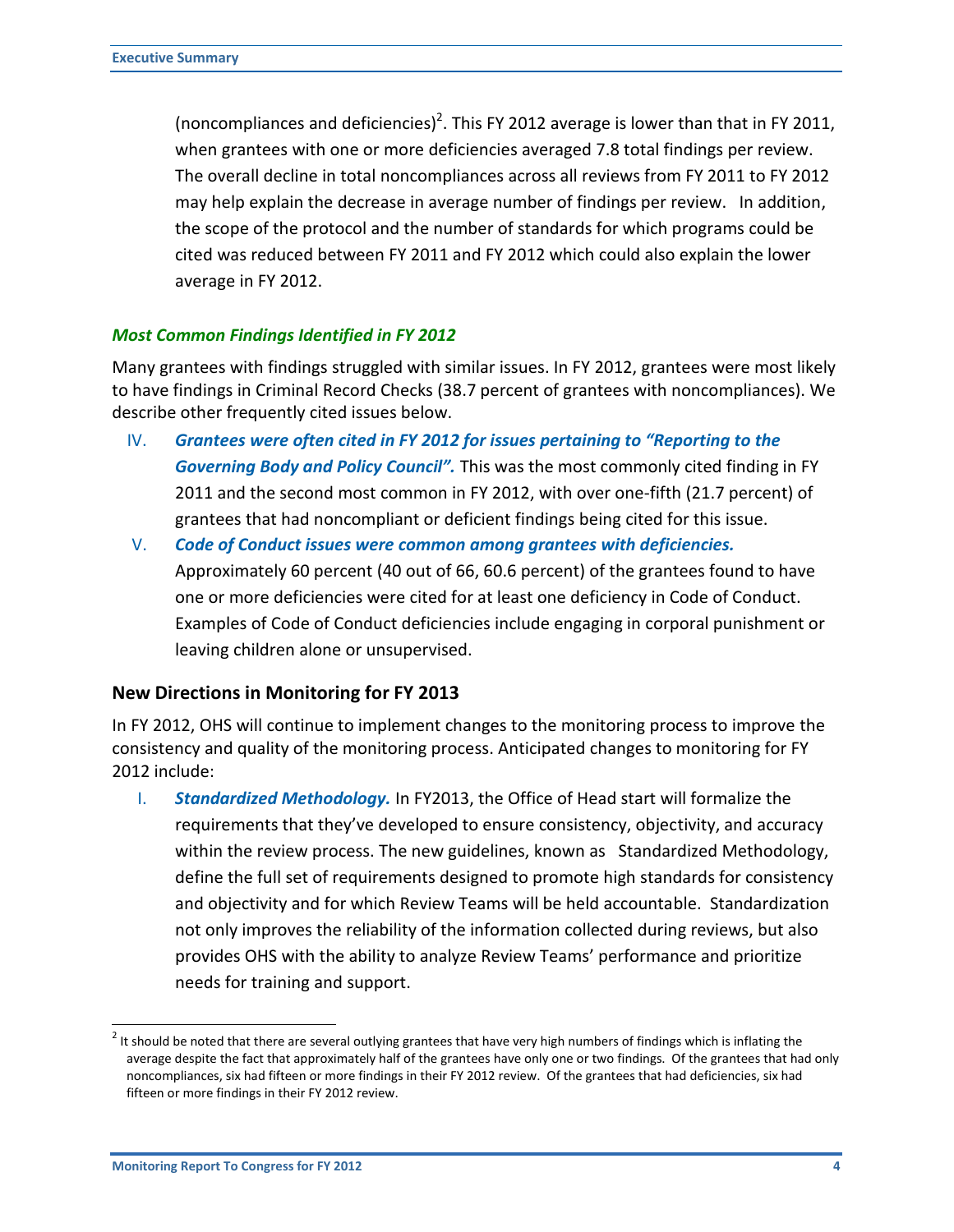(noncompliances and deficiencies)[2]. This FY 2012 average is lower than that in FY 2011, when grantees with one or more deficiencies averaged 7.8 total findings per review. The overall decline in total noncompliances across all reviews from FY 2011 to FY 2012 may help explain the decrease in average number of findings per review. In addition, the scope of the protocol and the number of standards for which programs could be cited was reduced between FY 2011 and FY 2012 which could also explain the lower average in FY 2012.

### *Most Common Findings Identified in FY 2012*

Many grantees with findings struggled with similar issues. In FY 2012, grantees were most likely to have findings in Criminal Record Checks (38.7 percent of grantees with noncompliances). We describe other frequently cited issues below.

IV. ***Grantees were often cited in FY 2012 for issues pertaining to "Reporting to the Governing Body and Policy Council".*** This was the most commonly cited finding in FY 2011 and the second most common in FY 2012, with over one-fifth (21.7 percent) of grantees that had noncompliant or deficient findings being cited for this issue.

V. ***Code of Conduct issues were common among grantees with deficiencies.*** Approximately 60 percent (40 out of 66, 60.6 percent) of the grantees found to have one or more deficiencies were cited for at least one deficiency in Code of Conduct. Examples of Code of Conduct deficiencies include engaging in corporal punishment or leaving children alone or unsupervised.

## New Directions in Monitoring for FY 2013

In FY 2012, OHS will continue to implement changes to the monitoring process to improve the consistency and quality of the monitoring process. Anticipated changes to monitoring for FY 2012 include:

I. ***Standardized Methodology.*** In FY2013, the Office of Head start will formalize the requirements that they've developed to ensure consistency, objectivity, and accuracy within the review process. The new guidelines, known as Standardized Methodology, define the full set of requirements designed to promote high standards for consistency and objectivity and for which Review Teams will be held accountable. Standardization not only improves the reliability of the information collected during reviews, but also provides OHS with the ability to analyze Review Teams' performance and prioritize needs for training and support.

---

[2] It should be noted that there are several outlying grantees that have very high numbers of findings which is inflating the average despite the fact that approximately half of the grantees have only one or two findings. Of the grantees that had only noncompliances, six had fifteen or more findings in their FY 2012 review. Of the grantees that had deficiencies, six had fifteen or more findings in their FY 2012 review.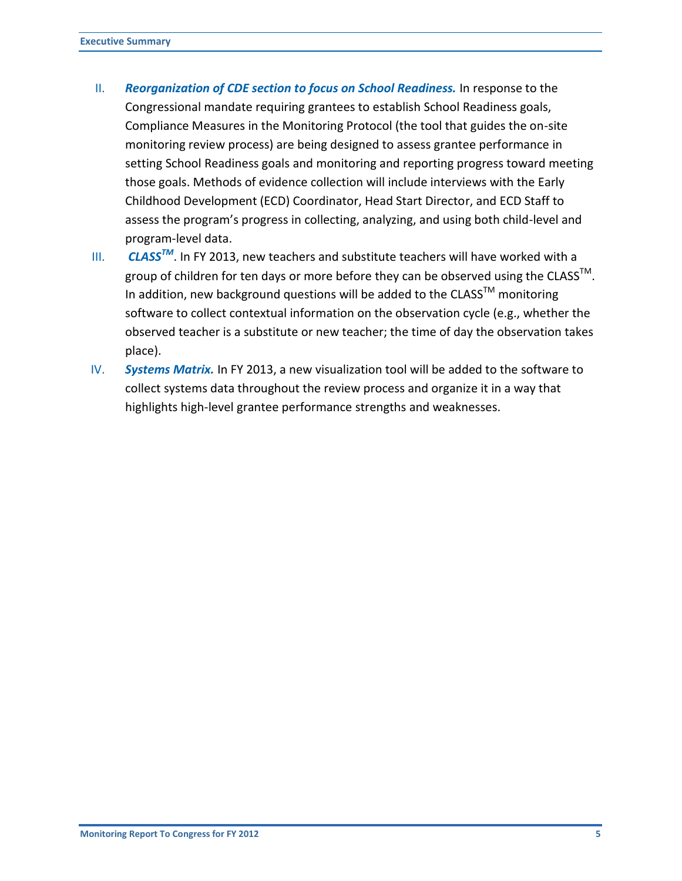II. ***Reorganization of CDE section to focus on School Readiness.*** In response to the Congressional mandate requiring grantees to establish School Readiness goals, Compliance Measures in the Monitoring Protocol (the tool that guides the on-site monitoring review process) are being designed to assess grantee performance in setting School Readiness goals and monitoring and reporting progress toward meeting those goals. Methods of evidence collection will include interviews with the Early Childhood Development (ECD) Coordinator, Head Start Director, and ECD Staff to assess the program's progress in collecting, analyzing, and using both child-level and program-level data.

III. ***CLASS™***. In FY 2013, new teachers and substitute teachers will have worked with a group of children for ten days or more before they can be observed using the CLASS™. In addition, new background questions will be added to the CLASS™ monitoring software to collect contextual information on the observation cycle (e.g., whether the observed teacher is a substitute or new teacher; the time of day the observation takes place).

IV. ***Systems Matrix.*** In FY 2013, a new visualization tool will be added to the software to collect systems data throughout the review process and organize it in a way that highlights high-level grantee performance strengths and weaknesses.